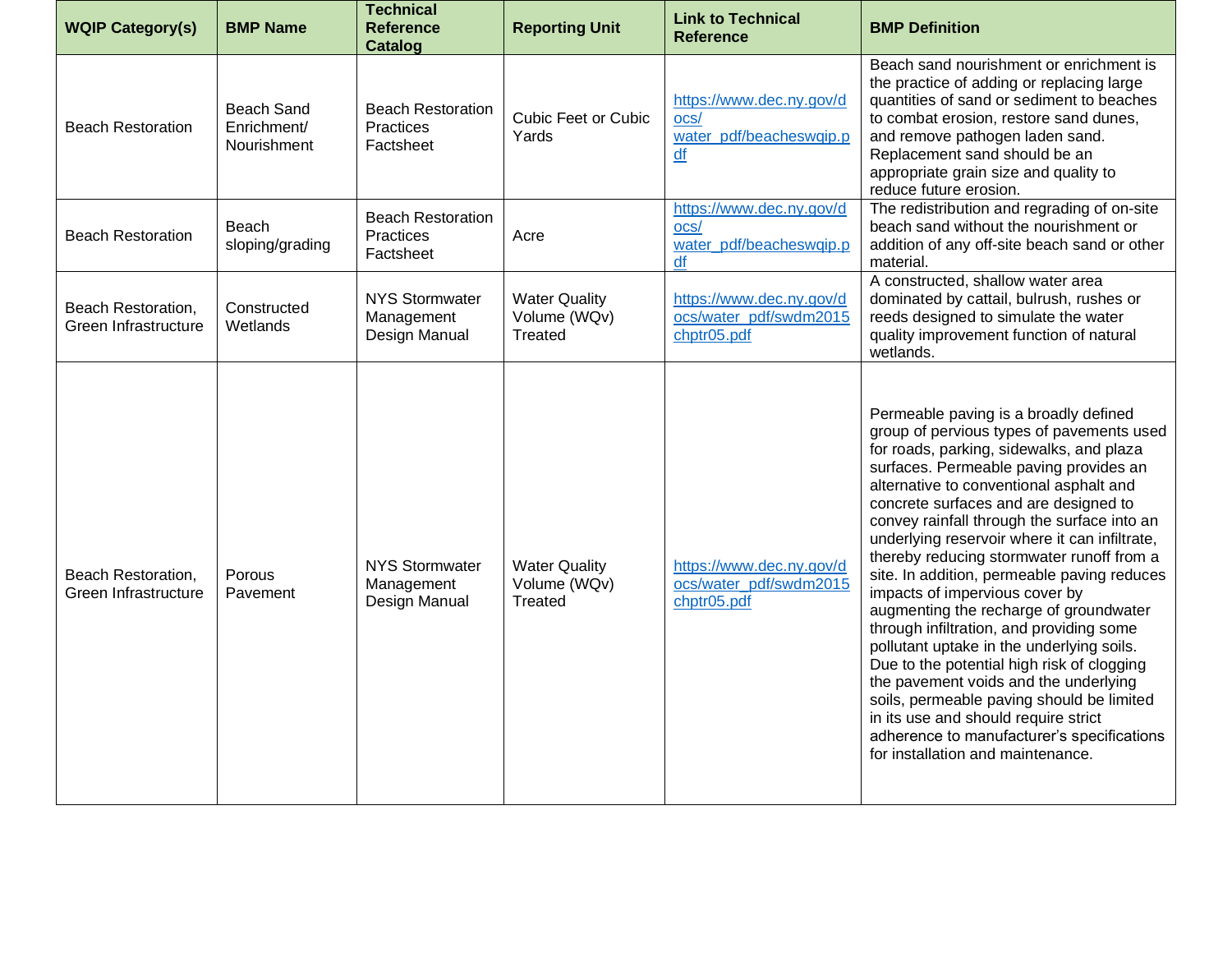| WQIP Category(s) | BMP Name | Technical Reference Catalog | Reporting Unit | Link to Technical Reference | BMP Definition |
| --- | --- | --- | --- | --- | --- |
| Beach Restoration | Beach Sand Enrichment/ Nourishment | Beach Restoration Practices Factsheet | Cubic Feet or Cubic Yards | https://www.dec.ny.gov/docs/water_pdf/beacheswqip.pdf | Beach sand nourishment or enrichment is the practice of adding or replacing large quantities of sand or sediment to beaches to combat erosion, restore sand dunes, and remove pathogen laden sand. Replacement sand should be an appropriate grain size and quality to reduce future erosion. |
| Beach Restoration | Beach sloping/grading | Beach Restoration Practices Factsheet | Acre | https://www.dec.ny.gov/docs/water_pdf/beacheswqip.pdf | The redistribution and regrading of on-site beach sand without the nourishment or addition of any off-site beach sand or other material. |
| Beach Restoration, Green Infrastructure | Constructed Wetlands | NYS Stormwater Management Design Manual | Water Quality Volume (WQv) Treated | https://www.dec.ny.gov/docs/water_pdf/swdm2015chptr05.pdf | A constructed, shallow water area dominated by cattail, bulrush, rushes or reeds designed to simulate the water quality improvement function of natural wetlands. |
| Beach Restoration, Green Infrastructure | Porous Pavement | NYS Stormwater Management Design Manual | Water Quality Volume (WQv) Treated | https://www.dec.ny.gov/docs/water_pdf/swdm2015chptr05.pdf | Permeable paving is a broadly defined group of pervious types of pavements used for roads, parking, sidewalks, and plaza surfaces. Permeable paving provides an alternative to conventional asphalt and concrete surfaces and are designed to convey rainfall through the surface into an underlying reservoir where it can infiltrate, thereby reducing stormwater runoff from a site. In addition, permeable paving reduces impacts of impervious cover by augmenting the recharge of groundwater through infiltration, and providing some pollutant uptake in the underlying soils. Due to the potential high risk of clogging the pavement voids and the underlying soils, permeable paving should be limited in its use and should require strict adherence to manufacturer's specifications for installation and maintenance. |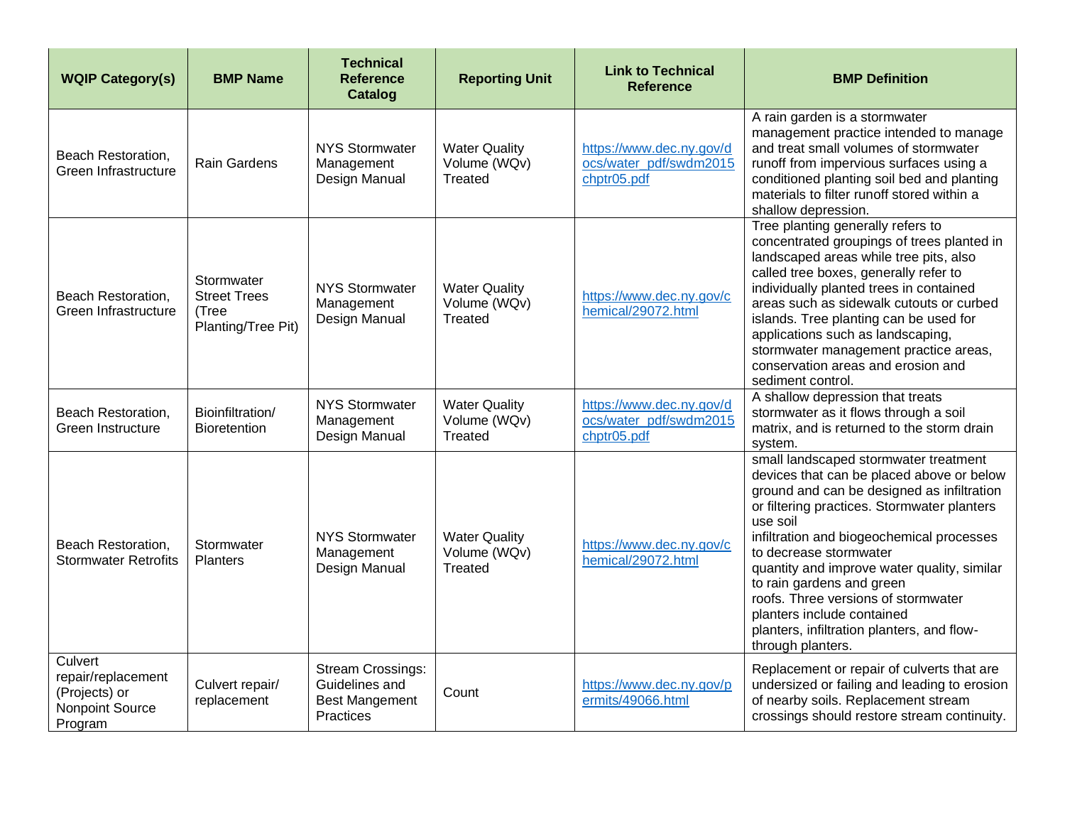| WQIP Category(s) | BMP Name | Technical Reference Catalog | Reporting Unit | Link to Technical Reference | BMP Definition |
|---|---|---|---|---|---|
| Beach Restoration, Green Infrastructure | Rain Gardens | NYS Stormwater Management Design Manual | Water Quality Volume (WQv) Treated | https://www.dec.ny.gov/docs/water_pdf/swdm2015chptr05.pdf | A rain garden is a stormwater management practice intended to manage and treat small volumes of stormwater runoff from impervious surfaces using a conditioned planting soil bed and planting materials to filter runoff stored within a shallow depression. |
| Beach Restoration, Green Infrastructure | Stormwater Street Trees (Tree Planting/Tree Pit) | NYS Stormwater Management Design Manual | Water Quality Volume (WQv) Treated | https://www.dec.ny.gov/chemical/29072.html | Tree planting generally refers to concentrated groupings of trees planted in landscaped areas while tree pits, also called tree boxes, generally refer to individually planted trees in contained areas such as sidewalk cutouts or curbed islands. Tree planting can be used for applications such as landscaping, stormwater management practice areas, conservation areas and erosion and sediment control. |
| Beach Restoration, Green Instructure | Bioinfiltration/ Bioretention | NYS Stormwater Management Design Manual | Water Quality Volume (WQv) Treated | https://www.dec.ny.gov/docs/water_pdf/swdm2015chptr05.pdf | A shallow depression that treats stormwater as it flows through a soil matrix, and is returned to the storm drain system. |
| Beach Restoration, Stormwater Retrofits | Stormwater Planters | NYS Stormwater Management Design Manual | Water Quality Volume (WQv) Treated | https://www.dec.ny.gov/chemical/29072.html | small landscaped stormwater treatment devices that can be placed above or below ground and can be designed as infiltration or filtering practices. Stormwater planters use soil infiltration and biogeochemical processes to decrease stormwater quantity and improve water quality, similar to rain gardens and green roofs. Three versions of stormwater planters include contained planters, infiltration planters, and flow-through planters. |
| Culvert repair/replacement (Projects) or Nonpoint Source Program | Culvert repair/ replacement | Stream Crossings: Guidelines and Best Mangement Practices | Count | https://www.dec.ny.gov/permits/49066.html | Replacement or repair of culverts that are undersized or failing and leading to erosion of nearby soils. Replacement stream crossings should restore stream continuity. |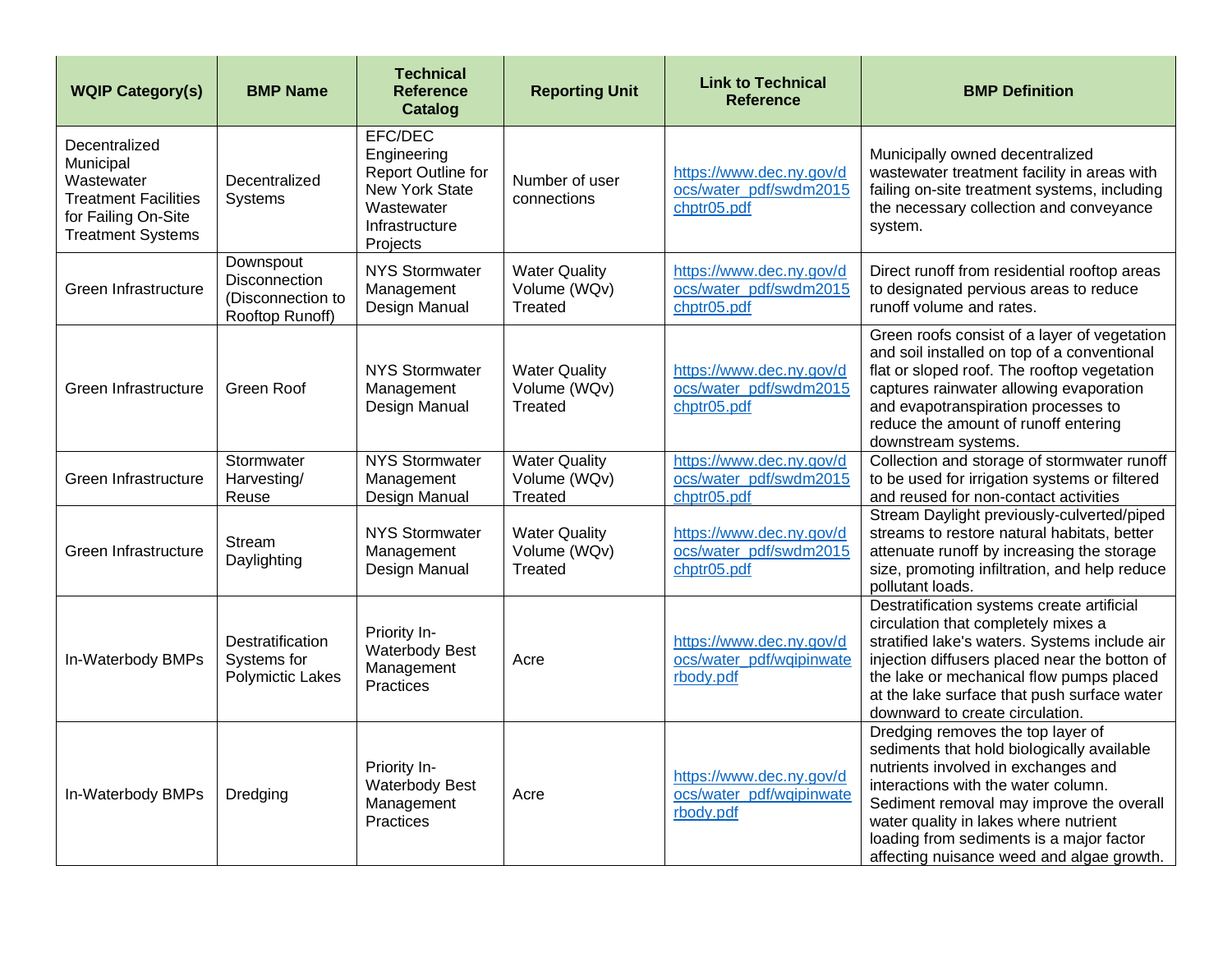| WQIP Category(s) | BMP Name | Technical Reference Catalog | Reporting Unit | Link to Technical Reference | BMP Definition |
|---|---|---|---|---|---|
| Decentralized Municipal Wastewater Treatment Facilities for Failing On-Site Treatment Systems | Decentralized Systems | EFC/DEC Engineering Report Outline for New York State Wastewater Infrastructure Projects | Number of user connections | https://www.dec.ny.gov/docs/water_pdf/swdm2015chptr05.pdf | Municipally owned decentralized wastewater treatment facility in areas with failing on-site treatment systems, including the necessary collection and conveyance system. |
| Green Infrastructure | Downspout Disconnection (Disconnection to Rooftop Runoff) | NYS Stormwater Management Design Manual | Water Quality Volume (WQv) Treated | https://www.dec.ny.gov/docs/water_pdf/swdm2015chptr05.pdf | Direct runoff from residential rooftop areas to designated pervious areas to reduce runoff volume and rates. |
| Green Infrastructure | Green Roof | NYS Stormwater Management Design Manual | Water Quality Volume (WQv) Treated | https://www.dec.ny.gov/docs/water_pdf/swdm2015chptr05.pdf | Green roofs consist of a layer of vegetation and soil installed on top of a conventional flat or sloped roof. The rooftop vegetation captures rainwater allowing evaporation and evapotranspiration processes to reduce the amount of runoff entering downstream systems. |
| Green Infrastructure | Stormwater Harvesting/ Reuse | NYS Stormwater Management Design Manual | Water Quality Volume (WQv) Treated | https://www.dec.ny.gov/docs/water_pdf/swdm2015chptr05.pdf | Collection and storage of stormwater runoff to be used for irrigation systems or filtered and reused for non-contact activities |
| Green Infrastructure | Stream Daylighting | NYS Stormwater Management Design Manual | Water Quality Volume (WQv) Treated | https://www.dec.ny.gov/docs/water_pdf/swdm2015chptr05.pdf | Stream Daylight previously-culverted/piped streams to restore natural habitats, better attenuate runoff by increasing the storage size, promoting infiltration, and help reduce pollutant loads. |
| In-Waterbody BMPs | Destratification Systems for Polymictic Lakes | Priority In-Waterbody Best Management Practices | Acre | https://www.dec.ny.gov/docs/water_pdf/wqipinwaterbody.pdf | Destratification systems create artificial circulation that completely mixes a stratified lake's waters. Systems include air injection diffusers placed near the botton of the lake or mechanical flow pumps placed at the lake surface that push surface water downward to create circulation. |
| In-Waterbody BMPs | Dredging | Priority In-Waterbody Best Management Practices | Acre | https://www.dec.ny.gov/docs/water_pdf/wqipinwaterbody.pdf | Dredging removes the top layer of sediments that hold biologically available nutrients involved in exchanges and interactions with the water column. Sediment removal may improve the overall water quality in lakes where nutrient loading from sediments is a major factor affecting nuisance weed and algae growth. |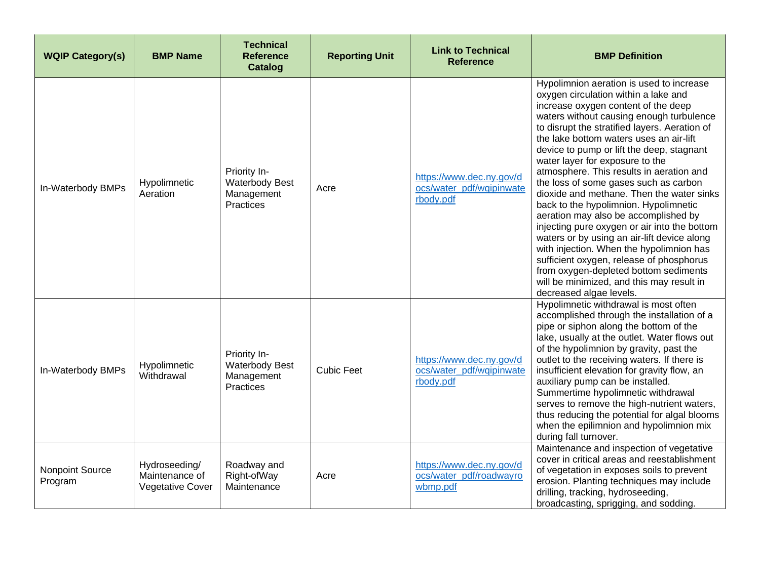| WQIP Category(s) | BMP Name | Technical Reference Catalog | Reporting Unit | Link to Technical Reference | BMP Definition |
| --- | --- | --- | --- | --- | --- |
| In-Waterbody BMPs | Hypolimnetic Aeration | Priority In-Waterbody Best Management Practices | Acre | https://www.dec.ny.gov/docs/water_pdf/wqipinwaterbody.pdf | Hypolimnion aeration is used to increase oxygen circulation within a lake and increase oxygen content of the deep waters without causing enough turbulence to disrupt the stratified layers. Aeration of the lake bottom waters uses an air-lift device to pump or lift the deep, stagnant water layer for exposure to the atmosphere. This results in aeration and the loss of some gases such as carbon dioxide and methane. Then the water sinks back to the hypolimnion. Hypolimnetic aeration may also be accomplished by injecting pure oxygen or air into the bottom waters or by using an air-lift device along with injection. When the hypolimnion has sufficient oxygen, release of phosphorus from oxygen-depleted bottom sediments will be minimized, and this may result in decreased algae levels. |
| In-Waterbody BMPs | Hypolimnetic Withdrawal | Priority In-Waterbody Best Management Practices | Cubic Feet | https://www.dec.ny.gov/docs/water_pdf/wqipinwaterbody.pdf | Hypolimnetic withdrawal is most often accomplished through the installation of a pipe or siphon along the bottom of the lake, usually at the outlet. Water flows out of the hypolimnion by gravity, past the outlet to the receiving waters. If there is insufficient elevation for gravity flow, an auxiliary pump can be installed. Summertime hypolimnetic withdrawal serves to remove the high-nutrient waters, thus reducing the potential for algal blooms when the epilimnion and hypolimnion mix during fall turnover. |
| Nonpoint Source Program | Hydroseeding/ Maintenance of Vegetative Cover | Roadway and Right-ofWay Maintenance | Acre | https://www.dec.ny.gov/docs/water_pdf/roadwayrowbmp.pdf | Maintenance and inspection of vegetative cover in critical areas and reestablishment of vegetation in exposes soils to prevent erosion. Planting techniques may include drilling, tracking, hydroseeding, broadcasting, sprigging, and sodding. |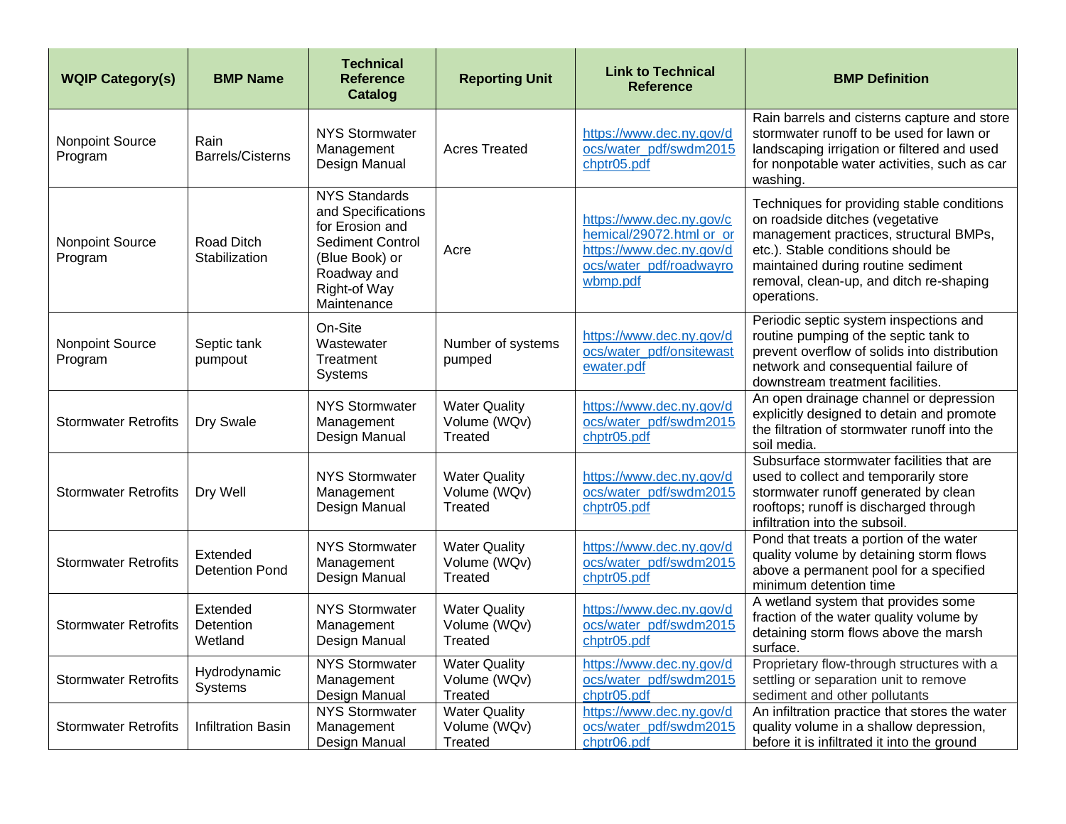| WQIP Category(s) | BMP Name | Technical Reference Catalog | Reporting Unit | Link to Technical Reference | BMP Definition |
|---|---|---|---|---|---|
| Nonpoint Source Program | Rain Barrels/Cisterns | NYS Stormwater Management Design Manual | Acres Treated | https://www.dec.ny.gov/docs/water_pdf/swdm2015chptr05.pdf | Rain barrels and cisterns capture and store stormwater runoff to be used for lawn or landscaping irrigation or filtered and used for nonpotable water activities, such as car washing. |
| Nonpoint Source Program | Road Ditch Stabilization | NYS Standards and Specifications for Erosion and Sediment Control (Blue Book) or Roadway and Right-of Way Maintenance | Acre | https://www.dec.ny.gov/chemical/29072.html or or https://www.dec.ny.gov/docs/water_pdf/roadwayrowbmp.pdf | Techniques for providing stable conditions on roadside ditches (vegetative management practices, structural BMPs, etc.). Stable conditions should be maintained during routine sediment removal, clean-up, and ditch re-shaping operations. |
| Nonpoint Source Program | Septic tank pumpout | On-Site Wastewater Treatment Systems | Number of systems pumped | https://www.dec.ny.gov/docs/water_pdf/onsitewastewater.pdf | Periodic septic system inspections and routine pumping of the septic tank to prevent overflow of solids into distribution network and consequential failure of downstream treatment facilities. |
| Stormwater Retrofits | Dry Swale | NYS Stormwater Management Design Manual | Water Quality Volume (WQv) Treated | https://www.dec.ny.gov/docs/water_pdf/swdm2015chptr05.pdf | An open drainage channel or depression explicitly designed to detain and promote the filtration of stormwater runoff into the soil media. |
| Stormwater Retrofits | Dry Well | NYS Stormwater Management Design Manual | Water Quality Volume (WQv) Treated | https://www.dec.ny.gov/docs/water_pdf/swdm2015chptr05.pdf | Subsurface stormwater facilities that are used to collect and temporarily store stormwater runoff generated by clean rooftops; runoff is discharged through infiltration into the subsoil. |
| Stormwater Retrofits | Extended Detention Pond | NYS Stormwater Management Design Manual | Water Quality Volume (WQv) Treated | https://www.dec.ny.gov/docs/water_pdf/swdm2015chptr05.pdf | Pond that treats a portion of the water quality volume by detaining storm flows above a permanent pool for a specified minimum detention time |
| Stormwater Retrofits | Extended Detention Wetland | NYS Stormwater Management Design Manual | Water Quality Volume (WQv) Treated | https://www.dec.ny.gov/docs/water_pdf/swdm2015chptr05.pdf | A wetland system that provides some fraction of the water quality volume by detaining storm flows above the marsh surface. |
| Stormwater Retrofits | Hydrodynamic Systems | NYS Stormwater Management Design Manual | Water Quality Volume (WQv) Treated | https://www.dec.ny.gov/docs/water_pdf/swdm2015chptr05.pdf | Proprietary flow-through structures with a settling or separation unit to remove sediment and other pollutants |
| Stormwater Retrofits | Infiltration Basin | NYS Stormwater Management Design Manual | Water Quality Volume (WQv) Treated | https://www.dec.ny.gov/docs/water_pdf/swdm2015chptr06.pdf | An infiltration practice that stores the water quality volume in a shallow depression, before it is infiltrated it into the ground |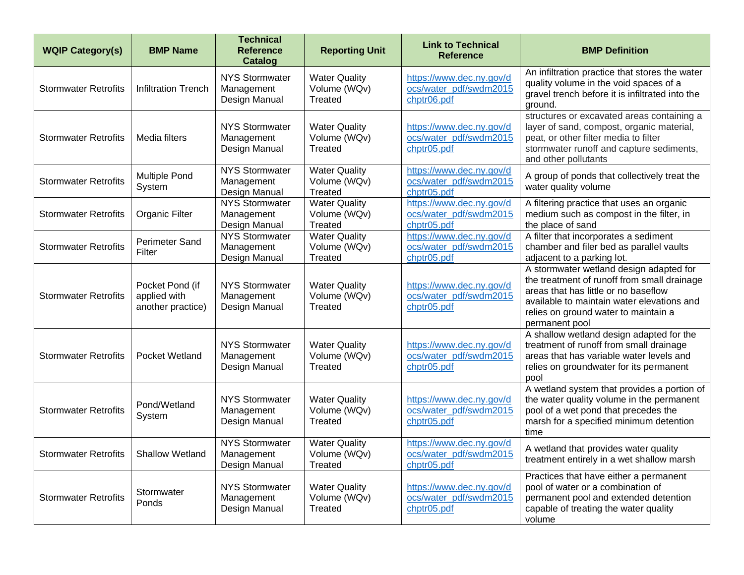| WQIP Category(s) | BMP Name | Technical Reference Catalog | Reporting Unit | Link to Technical Reference | BMP Definition |
| --- | --- | --- | --- | --- | --- |
| Stormwater Retrofits | Infiltration Trench | NYS Stormwater Management Design Manual | Water Quality Volume (WQv) Treated | https://www.dec.ny.gov/docs/water_pdf/swdm2015chptr06.pdf | An infiltration practice that stores the water quality volume in the void spaces of a gravel trench before it is infiltrated into the ground. |
| Stormwater Retrofits | Media filters | NYS Stormwater Management Design Manual | Water Quality Volume (WQv) Treated | https://www.dec.ny.gov/docs/water_pdf/swdm2015chptr05.pdf | structures or excavated areas containing a layer of sand, compost, organic material, peat, or other filter media to filter stormwater runoff and capture sediments, and other pollutants |
| Stormwater Retrofits | Multiple Pond System | NYS Stormwater Management Design Manual | Water Quality Volume (WQv) Treated | https://www.dec.ny.gov/docs/water_pdf/swdm2015chptr05.pdf | A group of ponds that collectively treat the water quality volume |
| Stormwater Retrofits | Organic Filter | NYS Stormwater Management Design Manual | Water Quality Volume (WQv) Treated | https://www.dec.ny.gov/docs/water_pdf/swdm2015chptr05.pdf | A filtering practice that uses an organic medium such as compost in the filter, in the place of sand |
| Stormwater Retrofits | Perimeter Sand Filter | NYS Stormwater Management Design Manual | Water Quality Volume (WQv) Treated | https://www.dec.ny.gov/docs/water_pdf/swdm2015chptr05.pdf | A filter that incorporates a sediment chamber and filer bed as parallel vaults adjacent to a parking lot. |
| Stormwater Retrofits | Pocket Pond (if applied with another practice) | NYS Stormwater Management Design Manual | Water Quality Volume (WQv) Treated | https://www.dec.ny.gov/docs/water_pdf/swdm2015chptr05.pdf | A stormwater wetland design adapted for the treatment of runoff from small drainage areas that has little or no baseflow available to maintain water elevations and relies on ground water to maintain a permanent pool |
| Stormwater Retrofits | Pocket Wetland | NYS Stormwater Management Design Manual | Water Quality Volume (WQv) Treated | https://www.dec.ny.gov/docs/water_pdf/swdm2015chptr05.pdf | A shallow wetland design adapted for the treatment of runoff from small drainage areas that has variable water levels and relies on groundwater for its permanent pool |
| Stormwater Retrofits | Pond/Wetland System | NYS Stormwater Management Design Manual | Water Quality Volume (WQv) Treated | https://www.dec.ny.gov/docs/water_pdf/swdm2015chptr05.pdf | A wetland system that provides a portion of the water quality volume in the permanent pool of a wet pond that precedes the marsh for a specified minimum detention time |
| Stormwater Retrofits | Shallow Wetland | NYS Stormwater Management Design Manual | Water Quality Volume (WQv) Treated | https://www.dec.ny.gov/docs/water_pdf/swdm2015chptr05.pdf | A wetland that provides water quality treatment entirely in a wet shallow marsh |
| Stormwater Retrofits | Stormwater Ponds | NYS Stormwater Management Design Manual | Water Quality Volume (WQv) Treated | https://www.dec.ny.gov/docs/water_pdf/swdm2015chptr05.pdf | Practices that have either a permanent pool of water or a combination of permanent pool and extended detention capable of treating the water quality volume |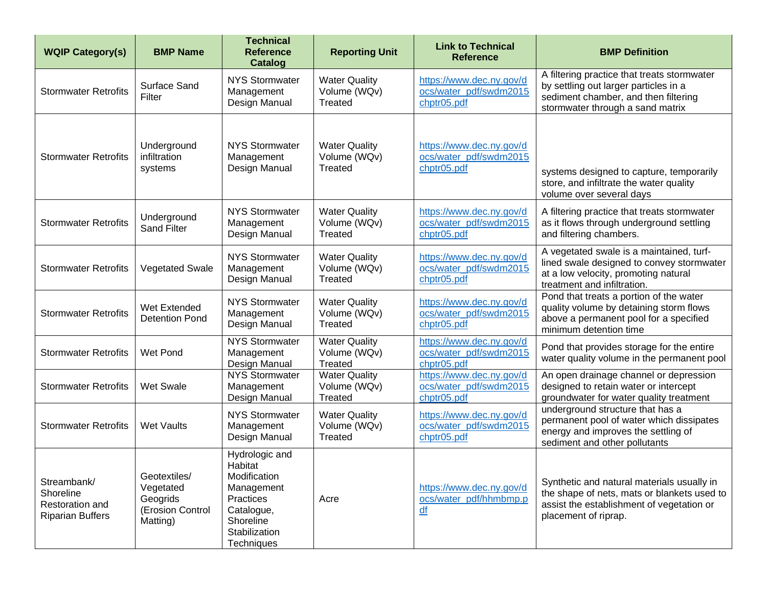| WQIP Category(s) | BMP Name | Technical Reference Catalog | Reporting Unit | Link to Technical Reference | BMP Definition |
|---|---|---|---|---|---|
| Stormwater Retrofits | Surface Sand Filter | NYS Stormwater Management Design Manual | Water Quality Volume (WQv) Treated | https://www.dec.ny.gov/docs/water_pdf/swdm2015chptr05.pdf | A filtering practice that treats stormwater by settling out larger particles in a sediment chamber, and then filtering stormwater through a sand matrix |
| Stormwater Retrofits | Underground infiltration systems | NYS Stormwater Management Design Manual | Water Quality Volume (WQv) Treated | https://www.dec.ny.gov/docs/water_pdf/swdm2015chptr05.pdf | systems designed to capture, temporarily store, and infiltrate the water quality volume over several days |
| Stormwater Retrofits | Underground Sand Filter | NYS Stormwater Management Design Manual | Water Quality Volume (WQv) Treated | https://www.dec.ny.gov/docs/water_pdf/swdm2015chptr05.pdf | A filtering practice that treats stormwater as it flows through underground settling and filtering chambers. |
| Stormwater Retrofits | Vegetated Swale | NYS Stormwater Management Design Manual | Water Quality Volume (WQv) Treated | https://www.dec.ny.gov/docs/water_pdf/swdm2015chptr05.pdf | A vegetated swale is a maintained, turf-lined swale designed to convey stormwater at a low velocity, promoting natural treatment and infiltration. |
| Stormwater Retrofits | Wet Extended Detention Pond | NYS Stormwater Management Design Manual | Water Quality Volume (WQv) Treated | https://www.dec.ny.gov/docs/water_pdf/swdm2015chptr05.pdf | Pond that treats a portion of the water quality volume by detaining storm flows above a permanent pool for a specified minimum detention time |
| Stormwater Retrofits | Wet Pond | NYS Stormwater Management Design Manual | Water Quality Volume (WQv) Treated | https://www.dec.ny.gov/docs/water_pdf/swdm2015chptr05.pdf | Pond that provides storage for the entire water quality volume in the permanent pool |
| Stormwater Retrofits | Wet Swale | NYS Stormwater Management Design Manual | Water Quality Volume (WQv) Treated | https://www.dec.ny.gov/docs/water_pdf/swdm2015chptr05.pdf | An open drainage channel or depression designed to retain water or intercept groundwater for water quality treatment |
| Stormwater Retrofits | Wet Vaults | NYS Stormwater Management Design Manual | Water Quality Volume (WQv) Treated | https://www.dec.ny.gov/docs/water_pdf/swdm2015chptr05.pdf | underground structure that has a permanent pool of water which dissipates energy and improves the settling of sediment and other pollutants |
| Streambank/ Shoreline Restoration and Riparian Buffers | Geotextiles/ Vegetated Geogrids (Erosion Control Matting) | Hydrologic and Habitat Modification Management Practices Catalogue, Shoreline Stabilization Techniques | Acre | https://www.dec.ny.gov/docs/water_pdf/hhmbmp.pdf | Synthetic and natural materials usually in the shape of nets, mats or blankets used to assist the establishment of vegetation or placement of riprap. |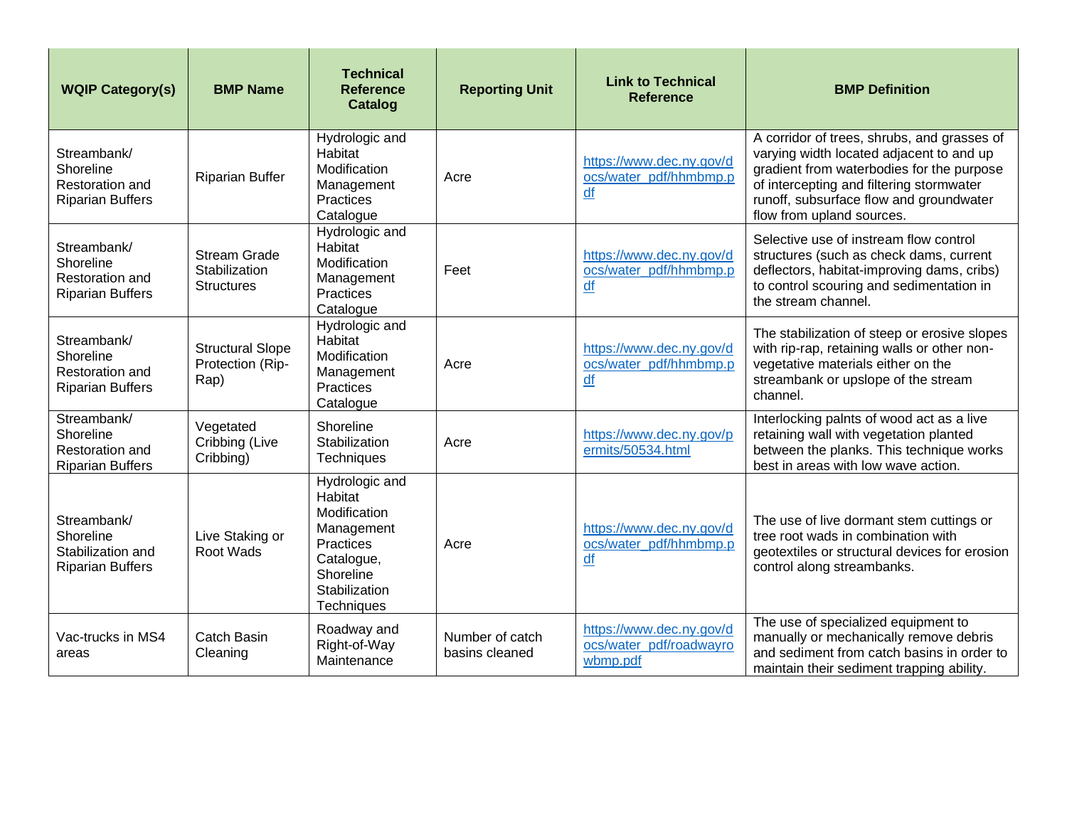| WQIP Category(s) | BMP Name | Technical Reference Catalog | Reporting Unit | Link to Technical Reference | BMP Definition |
|---|---|---|---|---|---|
| Streambank/ Shoreline Restoration and Riparian Buffers | Riparian Buffer | Hydrologic and Habitat Modification Management Practices Catalogue | Acre | https://www.dec.ny.gov/docs/water_pdf/hhmbmp.pdf | A corridor of trees, shrubs, and grasses of varying width located adjacent to and up gradient from waterbodies for the purpose of intercepting and filtering stormwater runoff, subsurface flow and groundwater flow from upland sources. |
| Streambank/ Shoreline Restoration and Riparian Buffers | Stream Grade Stabilization Structures | Hydrologic and Habitat Modification Management Practices Catalogue | Feet | https://www.dec.ny.gov/docs/water_pdf/hhmbmp.pdf | Selective use of instream flow control structures (such as check dams, current deflectors, habitat-improving dams, cribs) to control scouring and sedimentation in the stream channel. |
| Streambank/ Shoreline Restoration and Riparian Buffers | Structural Slope Protection (Rip-Rap) | Hydrologic and Habitat Modification Management Practices Catalogue | Acre | https://www.dec.ny.gov/docs/water_pdf/hhmbmp.pdf | The stabilization of steep or erosive slopes with rip-rap, retaining walls or other non-vegetative materials either on the streambank or upslope of the stream channel. |
| Streambank/ Shoreline Restoration and Riparian Buffers | Vegetated Cribbing (Live Cribbing) | Shoreline Stabilization Techniques | Acre | https://www.dec.ny.gov/permits/50534.html | Interlocking palnts of wood act as a live retaining wall with vegetation planted between the planks. This technique works best in areas with low wave action. |
| Streambank/ Shoreline Stabilization and Riparian Buffers | Live Staking or Root Wads | Hydrologic and Habitat Modification Management Practices Catalogue, Shoreline Stabilization Techniques | Acre | https://www.dec.ny.gov/docs/water_pdf/hhmbmp.pdf | The use of live dormant stem cuttings or tree root wads in combination with geotextiles or structural devices for erosion control along streambanks. |
| Vac-trucks in MS4 areas | Catch Basin Cleaning | Roadway and Right-of-Way Maintenance | Number of catch basins cleaned | https://www.dec.ny.gov/docs/water_pdf/roadwayrowbmp.pdf | The use of specialized equipment to manually or mechanically remove debris and sediment from catch basins in order to maintain their sediment trapping ability. |